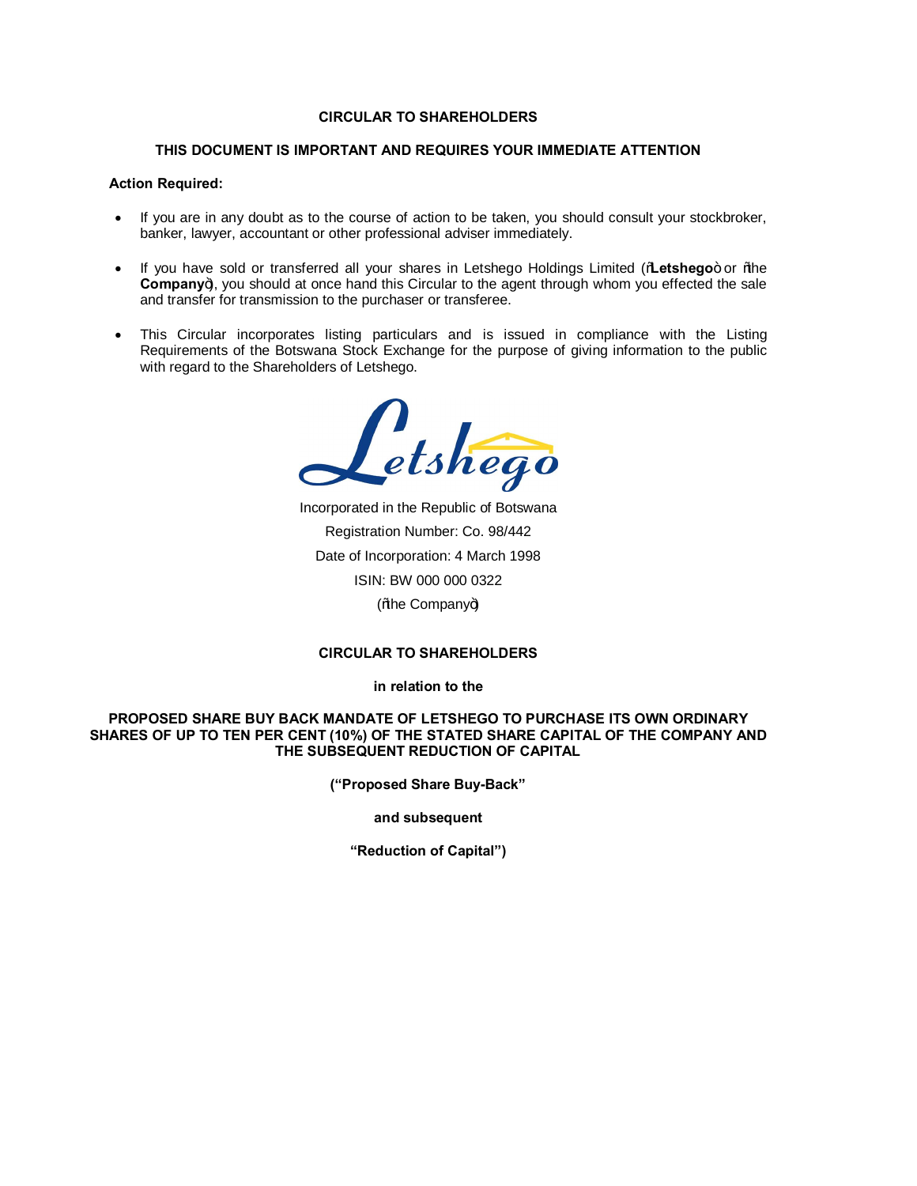**CIRCULAR TO SHAREHOLDERS**

**THIS DOCUMENT IS IMPORTANT AND REQUIRES YOUR IMMEDIATE ATTENTION**

**Action Required:**

- If you are in any doubt as to the course of action to be taken, you should consult your stockbroker, banker, lawyer, accountant or other professional adviser immediately.
- If you have sold or transferred all your shares in Letshego Holdings Limited ("**Letshego**" or "the **Company**"), you should at once hand this Circular to the agent through whom you effected the sale and transfer for transmission to the purchaser or transferee.
- This Circular incorporates listing particulars and is issued in compliance with the Listing Requirements of the Botswana Stock Exchange for the purpose of giving information to the public with regard to the Shareholders of Letshego.

Letshego

Incorporated in the Republic of Botswana

Registration Number: Co. 98/442

Date of Incorporation: 4 March 1998

ISIN: BW 000 000 0322

("the Company")

**CIRCULAR TO SHAREHOLDERS**

**in relation to the**

**PROPOSED SHARE BUY BACK MANDATE OF LETSHEGO TO PURCHASE ITS OWN ORDINARY SHARES OF UP TO TEN PER CENT (10%) OF THE STATED SHARE CAPITAL OF THE COMPANY AND THE SUBSEQUENT REDUCTION OF CAPITAL**

**("Proposed Share Buy-Back"**

**and subsequent**

**"Reduction of Capital")**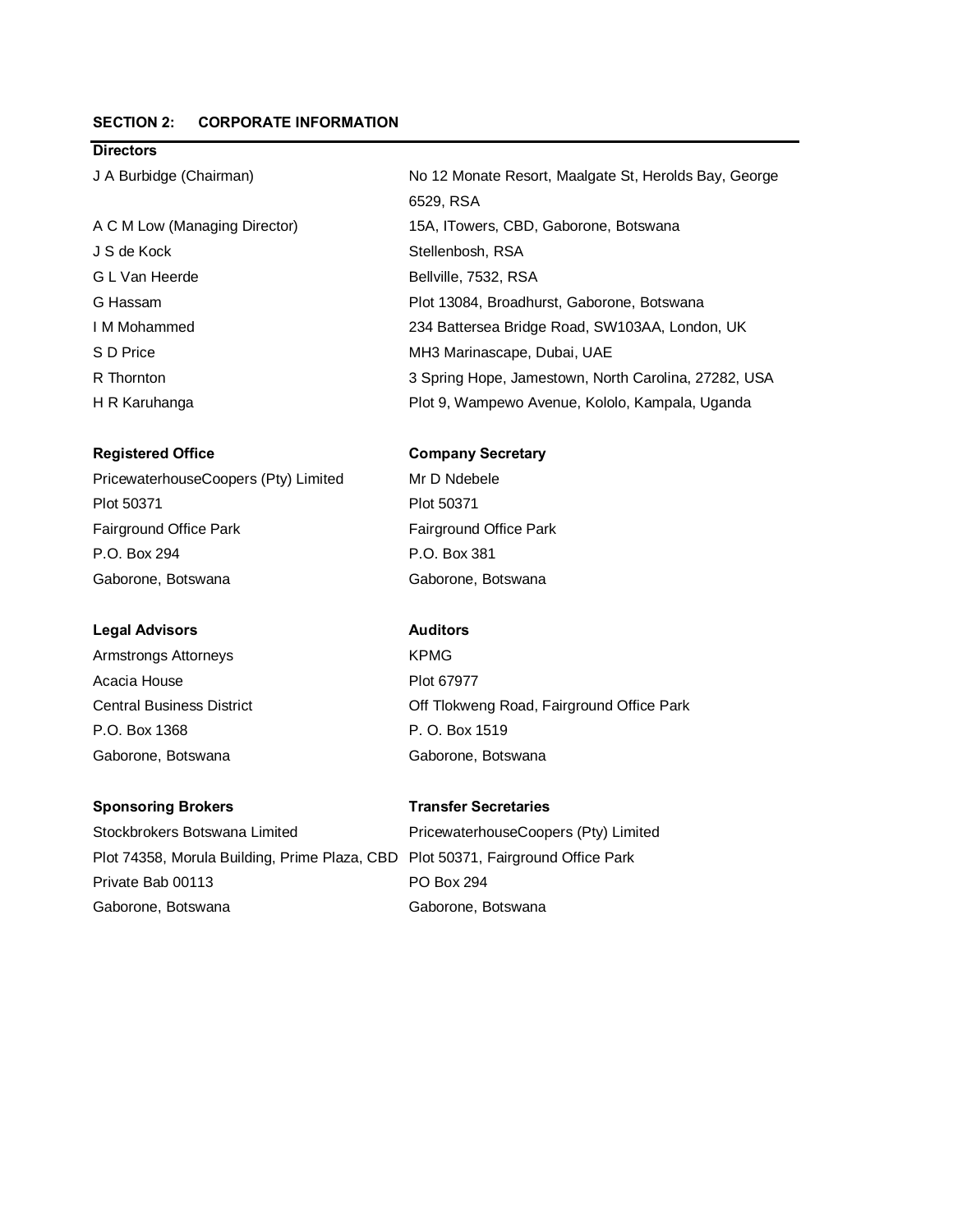## SECTION 2: CORPORATE INFORMATION

### Directors

| | |
|---|---|
| J A Burbidge (Chairman) | No 12 Monate Resort, Maalgate St, Herolds Bay, George 6529, RSA |
| A C M Low (Managing Director) | 15A, ITowers, CBD, Gaborone, Botswana |
| J S de Kock | Stellenbosh, RSA |
| G L Van Heerde | Bellville, 7532, RSA |
| G Hassam | Plot 13084, Broadhurst, Gaborone, Botswana |
| I M Mohammed | 234 Battersea Bridge Road, SW103AA, London, UK |
| S D Price | MH3 Marinascape, Dubai, UAE |
| R Thornton | 3 Spring Hope, Jamestown, North Carolina, 27282, USA |
| H R Karuhanga | Plot 9, Wampewo Avenue, Kololo, Kampala, Uganda |

**Registered Office**

PricewaterhouseCoopers (Pty) Limited
Plot 50371
Fairground Office Park
P.O. Box 294
Gaborone, Botswana

**Company Secretary**

Mr D Ndebele
Plot 50371
Fairground Office Park
P.O. Box 381
Gaborone, Botswana

**Legal Advisors**

Armstrongs Attorneys
Acacia House
Central Business District
P.O. Box 1368
Gaborone, Botswana

**Auditors**

KPMG
Plot 67977
Off Tlokweng Road, Fairground Office Park
P. O. Box 1519
Gaborone, Botswana

**Sponsoring Brokers**

Stockbrokers Botswana Limited
Plot 74358, Morula Building, Prime Plaza, CBD
Private Bab 00113
Gaborone, Botswana

**Transfer Secretaries**

PricewaterhouseCoopers (Pty) Limited
Plot 50371, Fairground Office Park
PO Box 294
Gaborone, Botswana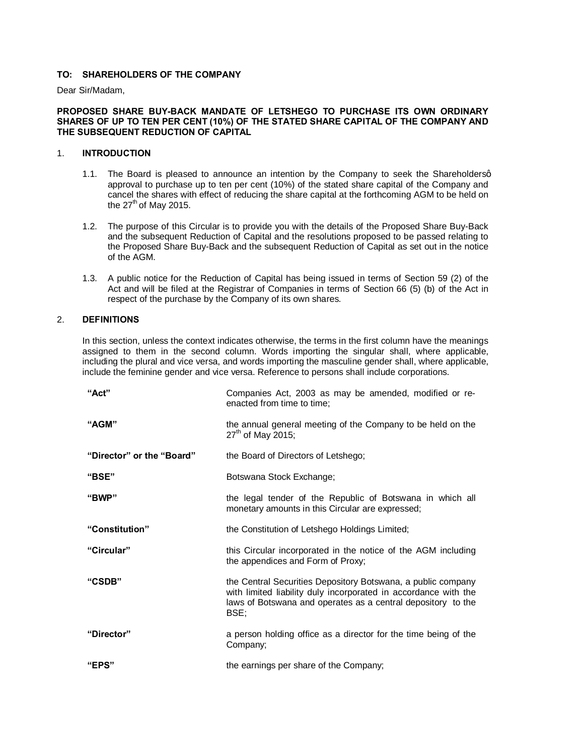**TO: SHAREHOLDERS OF THE COMPANY**

Dear Sir/Madam,

**PROPOSED SHARE BUY-BACK MANDATE OF LETSHEGO TO PURCHASE ITS OWN ORDINARY SHARES OF UP TO TEN PER CENT (10%) OF THE STATED SHARE CAPITAL OF THE COMPANY AND THE SUBSEQUENT REDUCTION OF CAPITAL**

## 1. INTRODUCTION

1.1. The Board is pleased to announce an intention by the Company to seek the Shareholdersô approval to purchase up to ten per cent (10%) of the stated share capital of the Company and cancel the shares with effect of reducing the share capital at the forthcoming AGM to be held on the 27th of May 2015.

1.2. The purpose of this Circular is to provide you with the details of the Proposed Share Buy-Back and the subsequent Reduction of Capital and the resolutions proposed to be passed relating to the Proposed Share Buy-Back and the subsequent Reduction of Capital as set out in the notice of the AGM.

1.3. A public notice for the Reduction of Capital has being issued in terms of Section 59 (2) of the Act and will be filed at the Registrar of Companies in terms of Section 66 (5) (b) of the Act in respect of the purchase by the Company of its own shares.

## 2. DEFINITIONS

In this section, unless the context indicates otherwise, the terms in the first column have the meanings assigned to them in the second column. Words importing the singular shall, where applicable, including the plural and vice versa, and words importing the masculine gender shall, where applicable, include the feminine gender and vice versa. Reference to persons shall include corporations.

| | |
|---|---|
| **"Act"** | Companies Act, 2003 as may be amended, modified or re-enacted from time to time; |
| **"AGM"** | the annual general meeting of the Company to be held on the 27th of May 2015; |
| **"Director" or the "Board"** | the Board of Directors of Letshego; |
| **"BSE"** | Botswana Stock Exchange; |
| **"BWP"** | the legal tender of the Republic of Botswana in which all monetary amounts in this Circular are expressed; |
| **"Constitution"** | the Constitution of Letshego Holdings Limited; |
| **"Circular"** | this Circular incorporated in the notice of the AGM including the appendices and Form of Proxy; |
| **"CSDB"** | the Central Securities Depository Botswana, a public company with limited liability duly incorporated in accordance with the laws of Botswana and operates as a central depository to the BSE; |
| **"Director"** | a person holding office as a director for the time being of the Company; |
| **"EPS"** | the earnings per share of the Company; |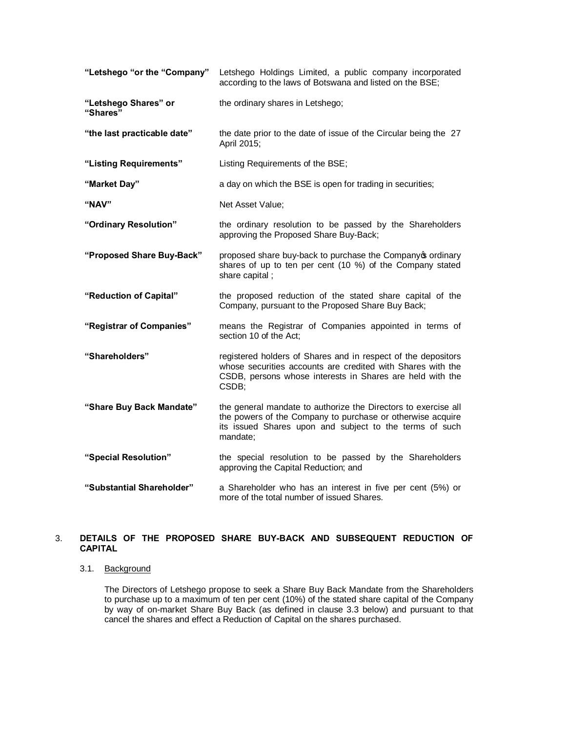| | |
|---|---|
| **"Letshego "or the "Company"** | Letshego Holdings Limited, a public company incorporated according to the laws of Botswana and listed on the BSE; |
| **"Letshego Shares" or "Shares"** | the ordinary shares in Letshego; |
| **"the last practicable date"** | the date prior to the date of issue of the Circular being the 27 April 2015; |
| **"Listing Requirements"** | Listing Requirements of the BSE; |
| **"Market Day"** | a day on which the BSE is open for trading in securities; |
| **"NAV"** | Net Asset Value; |
| **"Ordinary Resolution"** | the ordinary resolution to be passed by the Shareholders approving the Proposed Share Buy-Back; |
| **"Proposed Share Buy-Back"** | proposed share buy-back to purchase the Company's ordinary shares of up to ten per cent (10 %) of the Company stated share capital ; |
| **"Reduction of Capital"** | the proposed reduction of the stated share capital of the Company, pursuant to the Proposed Share Buy Back; |
| **"Registrar of Companies"** | means the Registrar of Companies appointed in terms of section 10 of the Act; |
| **"Shareholders"** | registered holders of Shares and in respect of the depositors whose securities accounts are credited with Shares with the CSDB, persons whose interests in Shares are held with the CSDB; |
| **"Share Buy Back Mandate"** | the general mandate to authorize the Directors to exercise all the powers of the Company to purchase or otherwise acquire its issued Shares upon and subject to the terms of such mandate; |
| **"Special Resolution"** | the special resolution to be passed by the Shareholders approving the Capital Reduction; and |
| **"Substantial Shareholder"** | a Shareholder who has an interest in five per cent (5%) or more of the total number of issued Shares. |

## 3. DETAILS OF THE PROPOSED SHARE BUY-BACK AND SUBSEQUENT REDUCTION OF CAPITAL

### 3.1. Background

The Directors of Letshego propose to seek a Share Buy Back Mandate from the Shareholders to purchase up to a maximum of ten per cent (10%) of the stated share capital of the Company by way of on-market Share Buy Back (as defined in clause 3.3 below) and pursuant to that cancel the shares and effect a Reduction of Capital on the shares purchased.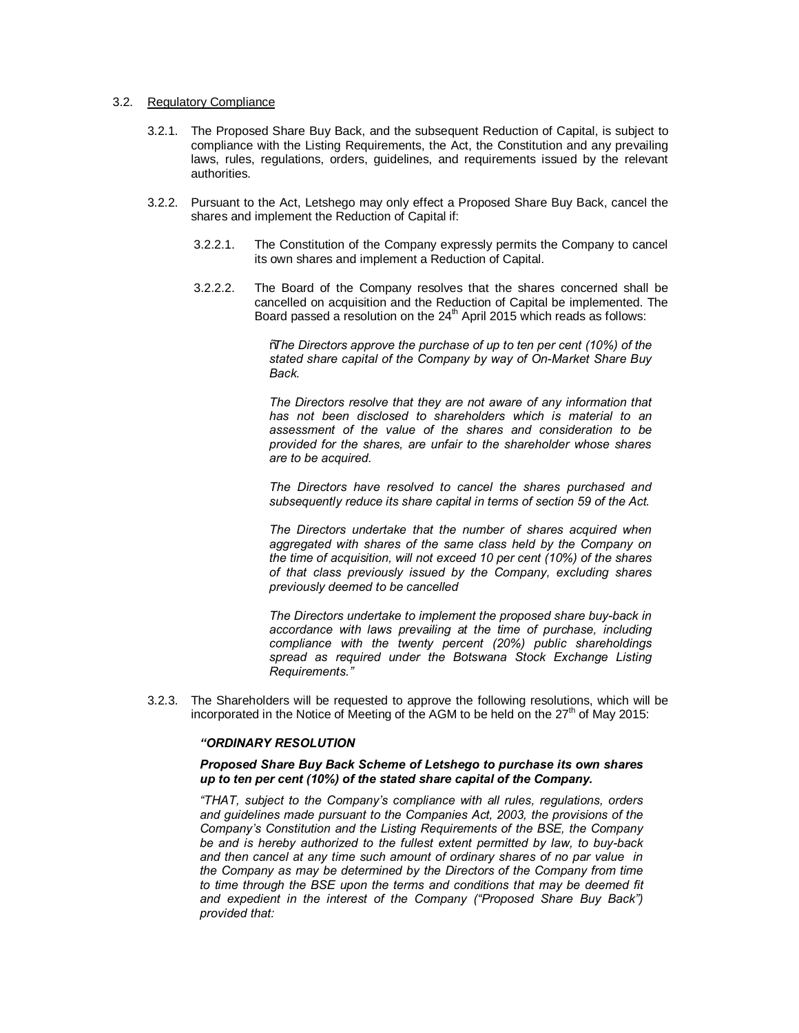3.2. Regulatory Compliance

3.2.1. The Proposed Share Buy Back, and the subsequent Reduction of Capital, is subject to compliance with the Listing Requirements, the Act, the Constitution and any prevailing laws, rules, regulations, orders, guidelines, and requirements issued by the relevant authorities.

3.2.2. Pursuant to the Act, Letshego may only effect a Proposed Share Buy Back, cancel the shares and implement the Reduction of Capital if:

3.2.2.1. The Constitution of the Company expressly permits the Company to cancel its own shares and implement a Reduction of Capital.

3.2.2.2. The Board of the Company resolves that the shares concerned shall be cancelled on acquisition and the Reduction of Capital be implemented. The Board passed a resolution on the 24th April 2015 which reads as follows:

> "*The Directors approve the purchase of up to ten per cent (10%) of the stated share capital of the Company by way of On-Market Share Buy Back.*
>
> *The Directors resolve that they are not aware of any information that has not been disclosed to shareholders which is material to an assessment of the value of the shares and consideration to be provided for the shares, are unfair to the shareholder whose shares are to be acquired.*
>
> *The Directors have resolved to cancel the shares purchased and subsequently reduce its share capital in terms of section 59 of the Act.*
>
> *The Directors undertake that the number of shares acquired when aggregated with shares of the same class held by the Company on the time of acquisition, will not exceed 10 per cent (10%) of the shares of that class previously issued by the Company, excluding shares previously deemed to be cancelled*
>
> *The Directors undertake to implement the proposed share buy-back in accordance with laws prevailing at the time of purchase, including compliance with the twenty percent (20%) public shareholdings spread as required under the Botswana Stock Exchange Listing Requirements."*

3.2.3. The Shareholders will be requested to approve the following resolutions, which will be incorporated in the Notice of Meeting of the AGM to be held on the 27th of May 2015:

***"ORDINARY RESOLUTION***

***Proposed Share Buy Back Scheme of Letshego to purchase its own shares up to ten per cent (10%) of the stated share capital of the Company.***

*"THAT, subject to the Company's compliance with all rules, regulations, orders and guidelines made pursuant to the Companies Act, 2003, the provisions of the Company's Constitution and the Listing Requirements of the BSE, the Company be and is hereby authorized to the fullest extent permitted by law, to buy-back and then cancel at any time such amount of ordinary shares of no par value in the Company as may be determined by the Directors of the Company from time to time through the BSE upon the terms and conditions that may be deemed fit and expedient in the interest of the Company ("Proposed Share Buy Back") provided that:*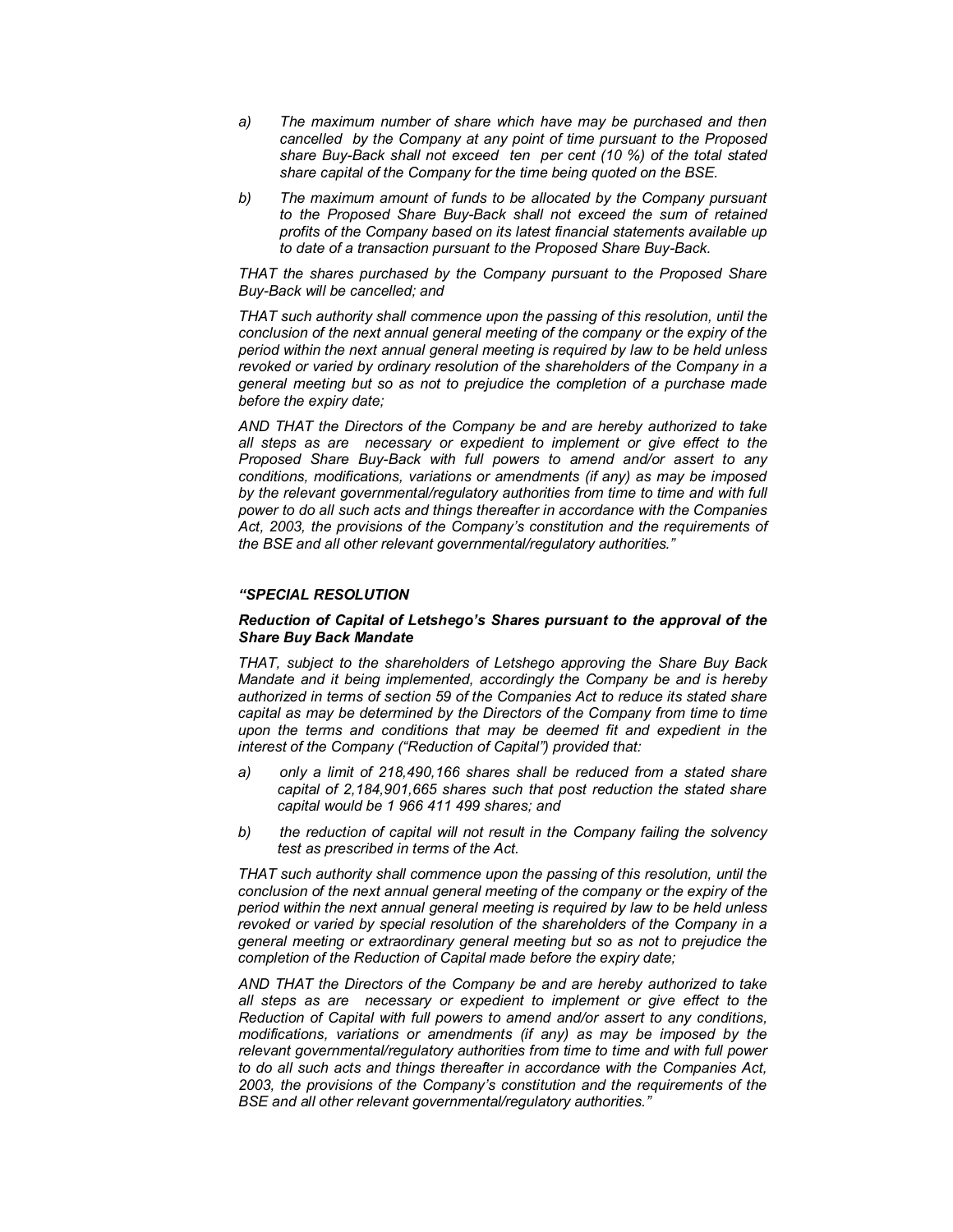*a) The maximum number of share which have may be purchased and then cancelled by the Company at any point of time pursuant to the Proposed share Buy-Back shall not exceed ten per cent (10 %) of the total stated share capital of the Company for the time being quoted on the BSE.*

*b) The maximum amount of funds to be allocated by the Company pursuant to the Proposed Share Buy-Back shall not exceed the sum of retained profits of the Company based on its latest financial statements available up to date of a transaction pursuant to the Proposed Share Buy-Back.*

*THAT the shares purchased by the Company pursuant to the Proposed Share Buy-Back will be cancelled; and*

*THAT such authority shall commence upon the passing of this resolution, until the conclusion of the next annual general meeting of the company or the expiry of the period within the next annual general meeting is required by law to be held unless revoked or varied by ordinary resolution of the shareholders of the Company in a general meeting but so as not to prejudice the completion of a purchase made before the expiry date;*

*AND THAT the Directors of the Company be and are hereby authorized to take all steps as are necessary or expedient to implement or give effect to the Proposed Share Buy-Back with full powers to amend and/or assert to any conditions, modifications, variations or amendments (if any) as may be imposed by the relevant governmental/regulatory authorities from time to time and with full power to do all such acts and things thereafter in accordance with the Companies Act, 2003, the provisions of the Company's constitution and the requirements of the BSE and all other relevant governmental/regulatory authorities."*

***"SPECIAL RESOLUTION***

***Reduction of Capital of Letshego's Shares pursuant to the approval of the Share Buy Back Mandate***

*THAT, subject to the shareholders of Letshego approving the Share Buy Back Mandate and it being implemented, accordingly the Company be and is hereby authorized in terms of section 59 of the Companies Act to reduce its stated share capital as may be determined by the Directors of the Company from time to time upon the terms and conditions that may be deemed fit and expedient in the interest of the Company ("Reduction of Capital") provided that:*

*a) only a limit of 218,490,166 shares shall be reduced from a stated share capital of 2,184,901,665 shares such that post reduction the stated share capital would be 1 966 411 499 shares; and*

*b) the reduction of capital will not result in the Company failing the solvency test as prescribed in terms of the Act.*

*THAT such authority shall commence upon the passing of this resolution, until the conclusion of the next annual general meeting of the company or the expiry of the period within the next annual general meeting is required by law to be held unless revoked or varied by special resolution of the shareholders of the Company in a general meeting or extraordinary general meeting but so as not to prejudice the completion of the Reduction of Capital made before the expiry date;*

*AND THAT the Directors of the Company be and are hereby authorized to take all steps as are necessary or expedient to implement or give effect to the Reduction of Capital with full powers to amend and/or assert to any conditions, modifications, variations or amendments (if any) as may be imposed by the relevant governmental/regulatory authorities from time to time and with full power to do all such acts and things thereafter in accordance with the Companies Act, 2003, the provisions of the Company's constitution and the requirements of the BSE and all other relevant governmental/regulatory authorities."*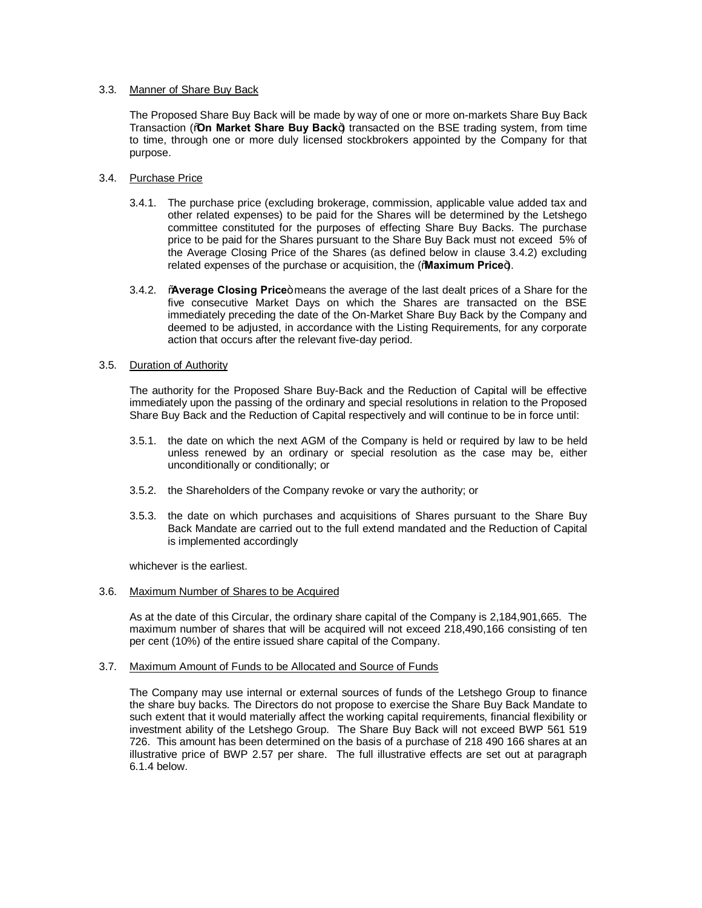3.3. Manner of Share Buy Back

The Proposed Share Buy Back will be made by way of one or more on-markets Share Buy Back Transaction ("**On Market Share Buy Back**") transacted on the BSE trading system, from time to time, through one or more duly licensed stockbrokers appointed by the Company for that purpose.

3.4. Purchase Price

3.4.1. The purchase price (excluding brokerage, commission, applicable value added tax and other related expenses) to be paid for the Shares will be determined by the Letshego committee constituted for the purposes of effecting Share Buy Backs. The purchase price to be paid for the Shares pursuant to the Share Buy Back must not exceed 5% of the Average Closing Price of the Shares (as defined below in clause 3.4.2) excluding related expenses of the purchase or acquisition, the ("**Maximum Price**").

3.4.2. "**Average Closing Price**" means the average of the last dealt prices of a Share for the five consecutive Market Days on which the Shares are transacted on the BSE immediately preceding the date of the On-Market Share Buy Back by the Company and deemed to be adjusted, in accordance with the Listing Requirements, for any corporate action that occurs after the relevant five-day period.

3.5. Duration of Authority

The authority for the Proposed Share Buy-Back and the Reduction of Capital will be effective immediately upon the passing of the ordinary and special resolutions in relation to the Proposed Share Buy Back and the Reduction of Capital respectively and will continue to be in force until:

3.5.1. the date on which the next AGM of the Company is held or required by law to be held unless renewed by an ordinary or special resolution as the case may be, either unconditionally or conditionally; or

3.5.2. the Shareholders of the Company revoke or vary the authority; or

3.5.3. the date on which purchases and acquisitions of Shares pursuant to the Share Buy Back Mandate are carried out to the full extend mandated and the Reduction of Capital is implemented accordingly

whichever is the earliest.

3.6. Maximum Number of Shares to be Acquired

As at the date of this Circular, the ordinary share capital of the Company is 2,184,901,665. The maximum number of shares that will be acquired will not exceed 218,490,166 consisting of ten per cent (10%) of the entire issued share capital of the Company.

3.7. Maximum Amount of Funds to be Allocated and Source of Funds

The Company may use internal or external sources of funds of the Letshego Group to finance the share buy backs. The Directors do not propose to exercise the Share Buy Back Mandate to such extent that it would materially affect the working capital requirements, financial flexibility or investment ability of the Letshego Group. The Share Buy Back will not exceed BWP 561 519 726. This amount has been determined on the basis of a purchase of 218 490 166 shares at an illustrative price of BWP 2.57 per share. The full illustrative effects are set out at paragraph 6.1.4 below.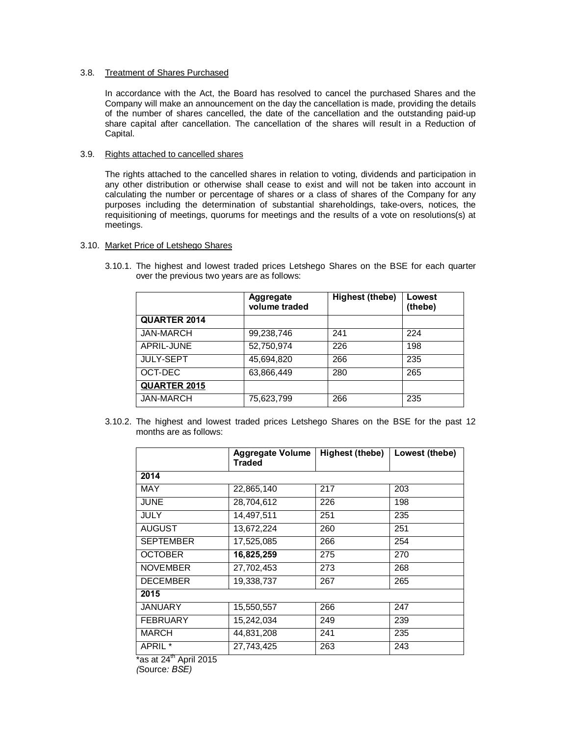3.8. Treatment of Shares Purchased

In accordance with the Act, the Board has resolved to cancel the purchased Shares and the Company will make an announcement on the day the cancellation is made, providing the details of the number of shares cancelled, the date of the cancellation and the outstanding paid-up share capital after cancellation. The cancellation of the shares will result in a Reduction of Capital.

3.9. Rights attached to cancelled shares

The rights attached to the cancelled shares in relation to voting, dividends and participation in any other distribution or otherwise shall cease to exist and will not be taken into account in calculating the number or percentage of shares or a class of shares of the Company for any purposes including the determination of substantial shareholdings, take-overs, notices, the requisitioning of meetings, quorums for meetings and the results of a vote on resolutions(s) at meetings.

3.10. Market Price of Letshego Shares

3.10.1. The highest and lowest traded prices Letshego Shares on the BSE for each quarter over the previous two years are as follows:

| | **Aggregate volume traded** | **Highest (thebe)** | **Lowest (thebe)** |
|---|---|---|---|
| **QUARTER 2014** | | | |
| JAN-MARCH | 99,238,746 | 241 | 224 |
| APRIL-JUNE | 52,750,974 | 226 | 198 |
| JULY-SEPT | 45,694,820 | 266 | 235 |
| OCT-DEC | 63,866,449 | 280 | 265 |
| **QUARTER 2015** | | | |
| JAN-MARCH | 75,623,799 | 266 | 235 |

3.10.2. The highest and lowest traded prices Letshego Shares on the BSE for the past 12 months are as follows:

| | **Aggregate Volume Traded** | **Highest (thebe)** | **Lowest (thebe)** |
|---|---|---|---|
| **2014** | | | |
| MAY | 22,865,140 | 217 | 203 |
| JUNE | 28,704,612 | 226 | 198 |
| JULY | 14,497,511 | 251 | 235 |
| AUGUST | 13,672,224 | 260 | 251 |
| SEPTEMBER | 17,525,085 | 266 | 254 |
| OCTOBER | **16,825,259** | 275 | 270 |
| NOVEMBER | 27,702,453 | 273 | 268 |
| DECEMBER | 19,338,737 | 267 | 265 |
| **2015** | | | |
| JANUARY | 15,550,557 | 266 | 247 |
| FEBRUARY | 15,242,034 | 249 | 239 |
| MARCH | 44,831,208 | 241 | 235 |
| APRIL * | 27,743,425 | 263 | 243 |

*as at 24th April 2015
*(Source: BSE)*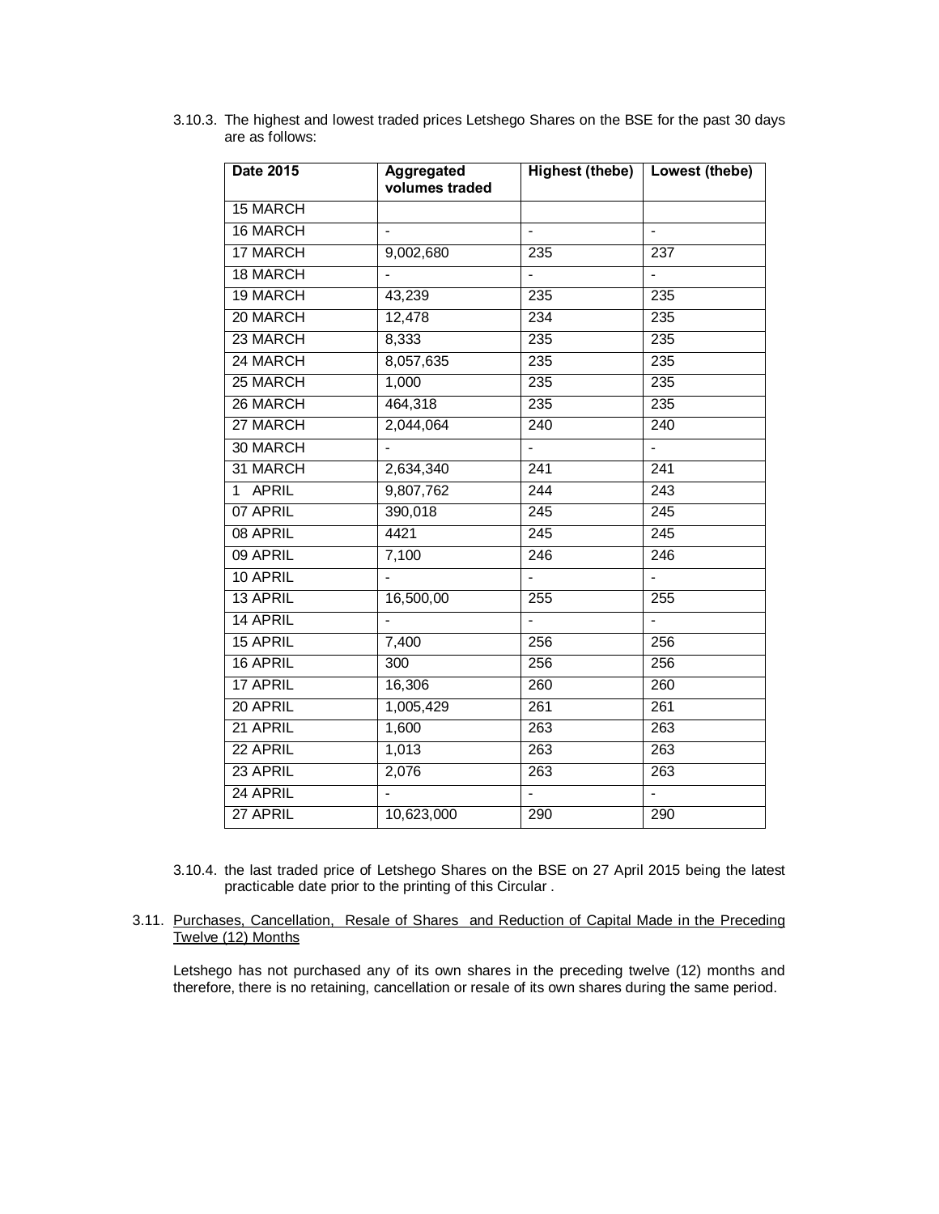3.10.3. The highest and lowest traded prices Letshego Shares on the BSE for the past 30 days are as follows:

| Date 2015 | Aggregated volumes traded | Highest (thebe) | Lowest (thebe) |
|---|---|---|---|
| 15 MARCH | | | |
| 16 MARCH | - | - | - |
| 17 MARCH | 9,002,680 | 235 | 237 |
| 18 MARCH | - | - | - |
| 19 MARCH | 43,239 | 235 | 235 |
| 20 MARCH | 12,478 | 234 | 235 |
| 23 MARCH | 8,333 | 235 | 235 |
| 24 MARCH | 8,057,635 | 235 | 235 |
| 25 MARCH | 1,000 | 235 | 235 |
| 26 MARCH | 464,318 | 235 | 235 |
| 27 MARCH | 2,044,064 | 240 | 240 |
| 30 MARCH | - | - | - |
| 31 MARCH | 2,634,340 | 241 | 241 |
| 1 APRIL | 9,807,762 | 244 | 243 |
| 07 APRIL | 390,018 | 245 | 245 |
| 08 APRIL | 4421 | 245 | 245 |
| 09 APRIL | 7,100 | 246 | 246 |
| 10 APRIL | - | - | - |
| 13 APRIL | 16,500,00 | 255 | 255 |
| 14 APRIL | - | - | - |
| 15 APRIL | 7,400 | 256 | 256 |
| 16 APRIL | 300 | 256 | 256 |
| 17 APRIL | 16,306 | 260 | 260 |
| 20 APRIL | 1,005,429 | 261 | 261 |
| 21 APRIL | 1,600 | 263 | 263 |
| 22 APRIL | 1,013 | 263 | 263 |
| 23 APRIL | 2,076 | 263 | 263 |
| 24 APRIL | - | - | - |
| 27 APRIL | 10,623,000 | 290 | 290 |

3.10.4. the last traded price of Letshego Shares on the BSE on 27 April 2015 being the latest practicable date prior to the printing of this Circular .

3.11. Purchases, Cancellation, Resale of Shares and Reduction of Capital Made in the Preceding Twelve (12) Months

Letshego has not purchased any of its own shares in the preceding twelve (12) months and therefore, there is no retaining, cancellation or resale of its own shares during the same period.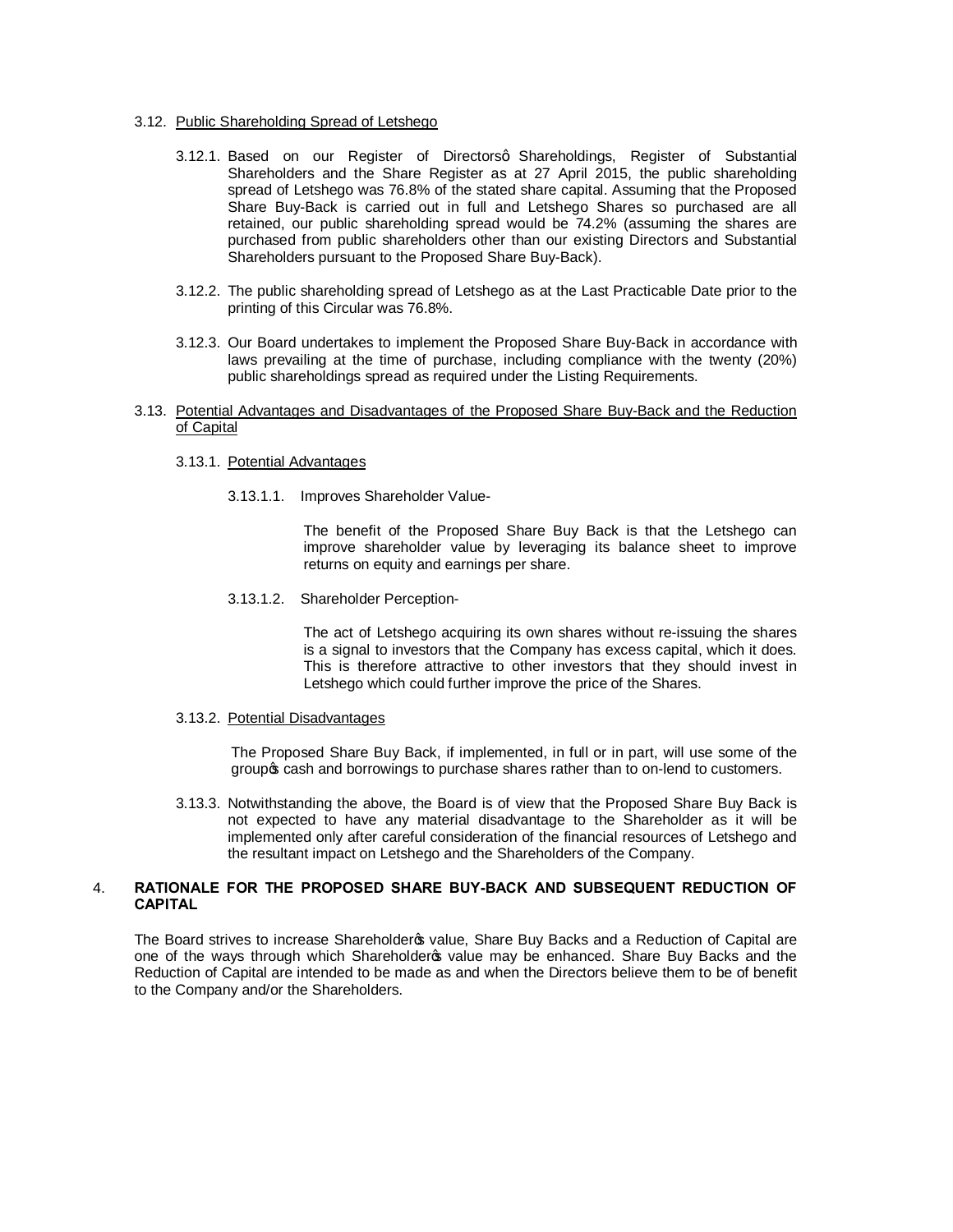3.12. Public Shareholding Spread of Letshego

3.12.1. Based on our Register of Directorsq Shareholdings, Register of Substantial Shareholders and the Share Register as at 27 April 2015, the public shareholding spread of Letshego was 76.8% of the stated share capital. Assuming that the Proposed Share Buy-Back is carried out in full and Letshego Shares so purchased are all retained, our public shareholding spread would be 74.2% (assuming the shares are purchased from public shareholders other than our existing Directors and Substantial Shareholders pursuant to the Proposed Share Buy-Back).

3.12.2. The public shareholding spread of Letshego as at the Last Practicable Date prior to the printing of this Circular was 76.8%.

3.12.3. Our Board undertakes to implement the Proposed Share Buy-Back in accordance with laws prevailing at the time of purchase, including compliance with the twenty (20%) public shareholdings spread as required under the Listing Requirements.

3.13. Potential Advantages and Disadvantages of the Proposed Share Buy-Back and the Reduction of Capital

3.13.1. Potential Advantages

3.13.1.1. Improves Shareholder Value-

The benefit of the Proposed Share Buy Back is that the Letshego can improve shareholder value by leveraging its balance sheet to improve returns on equity and earnings per share.

3.13.1.2. Shareholder Perception-

The act of Letshego acquiring its own shares without re-issuing the shares is a signal to investors that the Company has excess capital, which it does. This is therefore attractive to other investors that they should invest in Letshego which could further improve the price of the Shares.

3.13.2. Potential Disadvantages

The Proposed Share Buy Back, if implemented, in full or in part, will use some of the groupqs cash and borrowings to purchase shares rather than to on-lend to customers.

3.13.3. Notwithstanding the above, the Board is of view that the Proposed Share Buy Back is not expected to have any material disadvantage to the Shareholder as it will be implemented only after careful consideration of the financial resources of Letshego and the resultant impact on Letshego and the Shareholders of the Company.

## 4. RATIONALE FOR THE PROPOSED SHARE BUY-BACK AND SUBSEQUENT REDUCTION OF CAPITAL

The Board strives to increase Shareholderqs value, Share Buy Backs and a Reduction of Capital are one of the ways through which Shareholderqs value may be enhanced. Share Buy Backs and the Reduction of Capital are intended to be made as and when the Directors believe them to be of benefit to the Company and/or the Shareholders.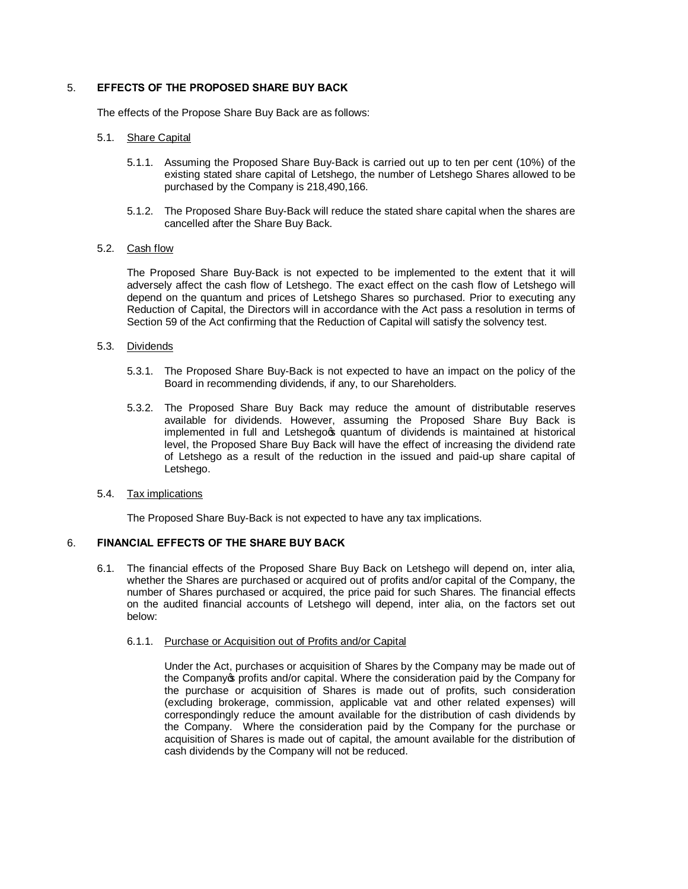## 5. EFFECTS OF THE PROPOSED SHARE BUY BACK

The effects of the Propose Share Buy Back are as follows:

### 5.1. Share Capital

5.1.1. Assuming the Proposed Share Buy-Back is carried out up to ten per cent (10%) of the existing stated share capital of Letshego, the number of Letshego Shares allowed to be purchased by the Company is 218,490,166.

5.1.2. The Proposed Share Buy-Back will reduce the stated share capital when the shares are cancelled after the Share Buy Back.

### 5.2. Cash flow

The Proposed Share Buy-Back is not expected to be implemented to the extent that it will adversely affect the cash flow of Letshego. The exact effect on the cash flow of Letshego will depend on the quantum and prices of Letshego Shares so purchased. Prior to executing any Reduction of Capital, the Directors will in accordance with the Act pass a resolution in terms of Section 59 of the Act confirming that the Reduction of Capital will satisfy the solvency test.

### 5.3. Dividends

5.3.1. The Proposed Share Buy-Back is not expected to have an impact on the policy of the Board in recommending dividends, if any, to our Shareholders.

5.3.2. The Proposed Share Buy Back may reduce the amount of distributable reserves available for dividends. However, assuming the Proposed Share Buy Back is implemented in full and Letshego's quantum of dividends is maintained at historical level, the Proposed Share Buy Back will have the effect of increasing the dividend rate of Letshego as a result of the reduction in the issued and paid-up share capital of Letshego.

### 5.4. Tax implications

The Proposed Share Buy-Back is not expected to have any tax implications.

## 6. FINANCIAL EFFECTS OF THE SHARE BUY BACK

6.1. The financial effects of the Proposed Share Buy Back on Letshego will depend on, inter alia, whether the Shares are purchased or acquired out of profits and/or capital of the Company, the number of Shares purchased or acquired, the price paid for such Shares. The financial effects on the audited financial accounts of Letshego will depend, inter alia, on the factors set out below:

#### 6.1.1. Purchase or Acquisition out of Profits and/or Capital

Under the Act, purchases or acquisition of Shares by the Company may be made out of the Company's profits and/or capital. Where the consideration paid by the Company for the purchase or acquisition of Shares is made out of profits, such consideration (excluding brokerage, commission, applicable vat and other related expenses) will correspondingly reduce the amount available for the distribution of cash dividends by the Company. Where the consideration paid by the Company for the purchase or acquisition of Shares is made out of capital, the amount available for the distribution of cash dividends by the Company will not be reduced.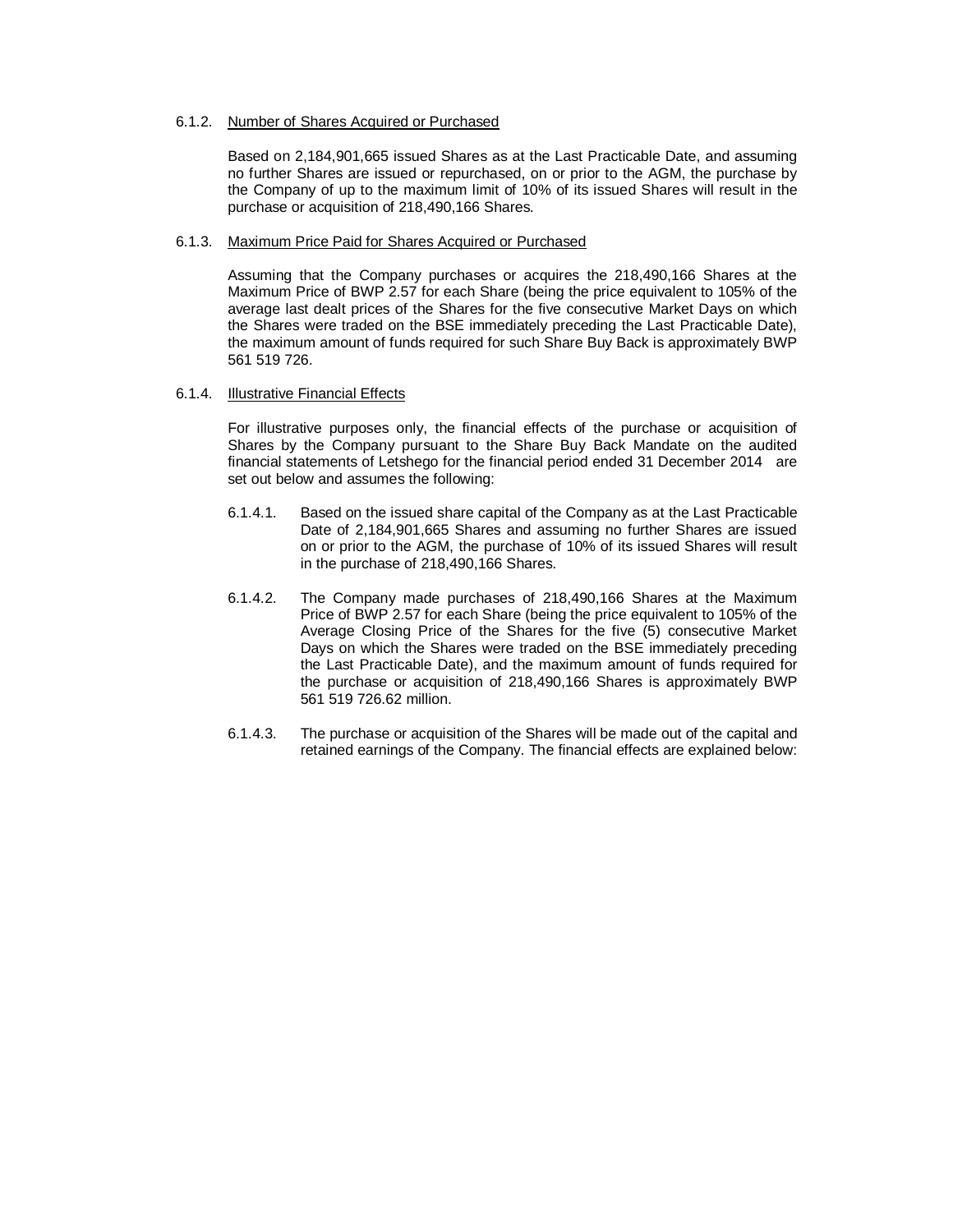6.1.2. Number of Shares Acquired or Purchased

Based on 2,184,901,665 issued Shares as at the Last Practicable Date, and assuming no further Shares are issued or repurchased, on or prior to the AGM, the purchase by the Company of up to the maximum limit of 10% of its issued Shares will result in the purchase or acquisition of 218,490,166 Shares.

6.1.3. Maximum Price Paid for Shares Acquired or Purchased

Assuming that the Company purchases or acquires the 218,490,166 Shares at the Maximum Price of BWP 2.57 for each Share (being the price equivalent to 105% of the average last dealt prices of the Shares for the five consecutive Market Days on which the Shares were traded on the BSE immediately preceding the Last Practicable Date), the maximum amount of funds required for such Share Buy Back is approximately BWP 561 519 726.

6.1.4. Illustrative Financial Effects

For illustrative purposes only, the financial effects of the purchase or acquisition of Shares by the Company pursuant to the Share Buy Back Mandate on the audited financial statements of Letshego for the financial period ended 31 December 2014 are set out below and assumes the following:

6.1.4.1. Based on the issued share capital of the Company as at the Last Practicable Date of 2,184,901,665 Shares and assuming no further Shares are issued on or prior to the AGM, the purchase of 10% of its issued Shares will result in the purchase of 218,490,166 Shares.

6.1.4.2. The Company made purchases of 218,490,166 Shares at the Maximum Price of BWP 2.57 for each Share (being the price equivalent to 105% of the Average Closing Price of the Shares for the five (5) consecutive Market Days on which the Shares were traded on the BSE immediately preceding the Last Practicable Date), and the maximum amount of funds required for the purchase or acquisition of 218,490,166 Shares is approximately BWP 561 519 726.62 million.

6.1.4.3. The purchase or acquisition of the Shares will be made out of the capital and retained earnings of the Company. The financial effects are explained below: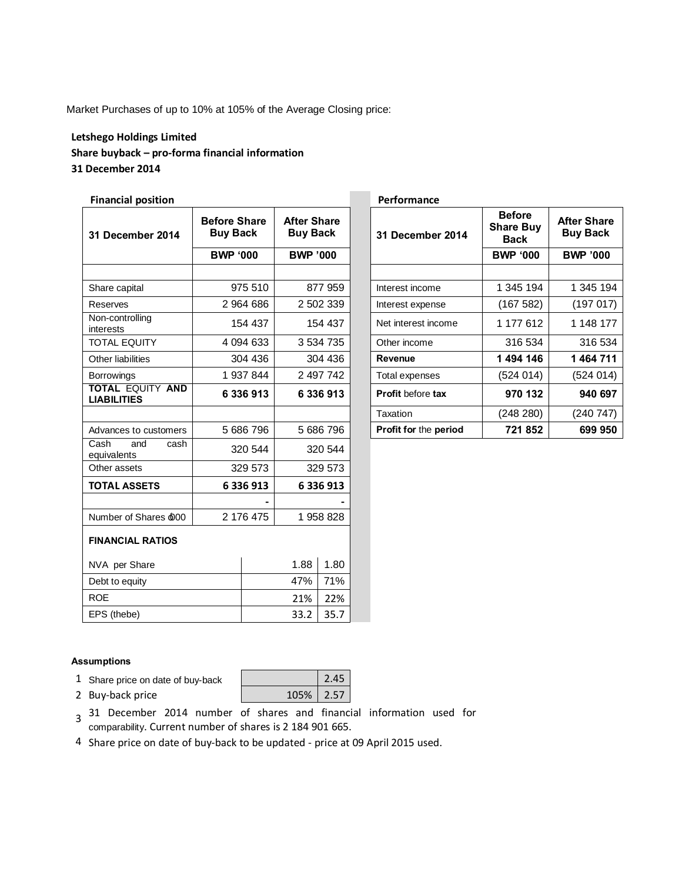Market Purchases of up to 10% at 105% of the Average Closing price:

**Letshego Holdings Limited**

**Share buyback – pro-forma financial information**

**31 December 2014**

**Financial position**

| 31 December 2014 | Before Share Buy Back | After Share Buy Back |
|---|---|---|
| | BWP '000 | BWP '000 |
| | | |
| Share capital | 975 510 | 877 959 |
| Reserves | 2 964 686 | 2 502 339 |
| Non-controlling interests | 154 437 | 154 437 |
| TOTAL EQUITY | 4 094 633 | 3 534 735 |
| Other liabilities | 304 436 | 304 436 |
| Borrowings | 1 937 844 | 2 497 742 |
| **TOTAL EQUITY AND LIABILITIES** | **6 336 913** | **6 336 913** |
| | | |
| Advances to customers | 5 686 796 | 5 686 796 |
| Cash and cash equivalents | 320 544 | 320 544 |
| Other assets | 329 573 | 329 573 |
| **TOTAL ASSETS** | **6 336 913** | **6 336 913** |
| | - | - |
| Number of Shares '000 | 2 176 475 | 1 958 828 |

**FINANCIAL RATIOS**

| | | |
|---|---|---|
| NVA per Share | 1.88 | 1.80 |
| Debt to equity | 47% | 71% |
| ROE | 21% | 22% |
| EPS (thebe) | 33.2 | 35.7 |

**Performance**

| 31 December 2014 | Before Share Buy Back | After Share Buy Back |
|---|---|---|
| | BWP '000 | BWP '000 |
| | | |
| Interest income | 1 345 194 | 1 345 194 |
| Interest expense | (167 582) | (197 017) |
| Net interest income | 1 177 612 | 1 148 177 |
| Other income | 316 534 | 316 534 |
| **Revenue** | **1 494 146** | **1 464 711** |
| Total expenses | (524 014) | (524 014) |
| **Profit before tax** | **970 132** | **940 697** |
| Taxation | (248 280) | (240 747) |
| **Profit for the period** | **721 852** | **699 950** |

**Assumptions**

| | | | |
|---|---|---|---|
| 1 | Share price on date of buy-back | | 2.45 |
| 2 | Buy-back price | 105% | 2.57 |

3 31 December 2014 number of shares and financial information used for comparability. Current number of shares is 2 184 901 665.

4 Share price on date of buy-back to be updated - price at 09 April 2015 used.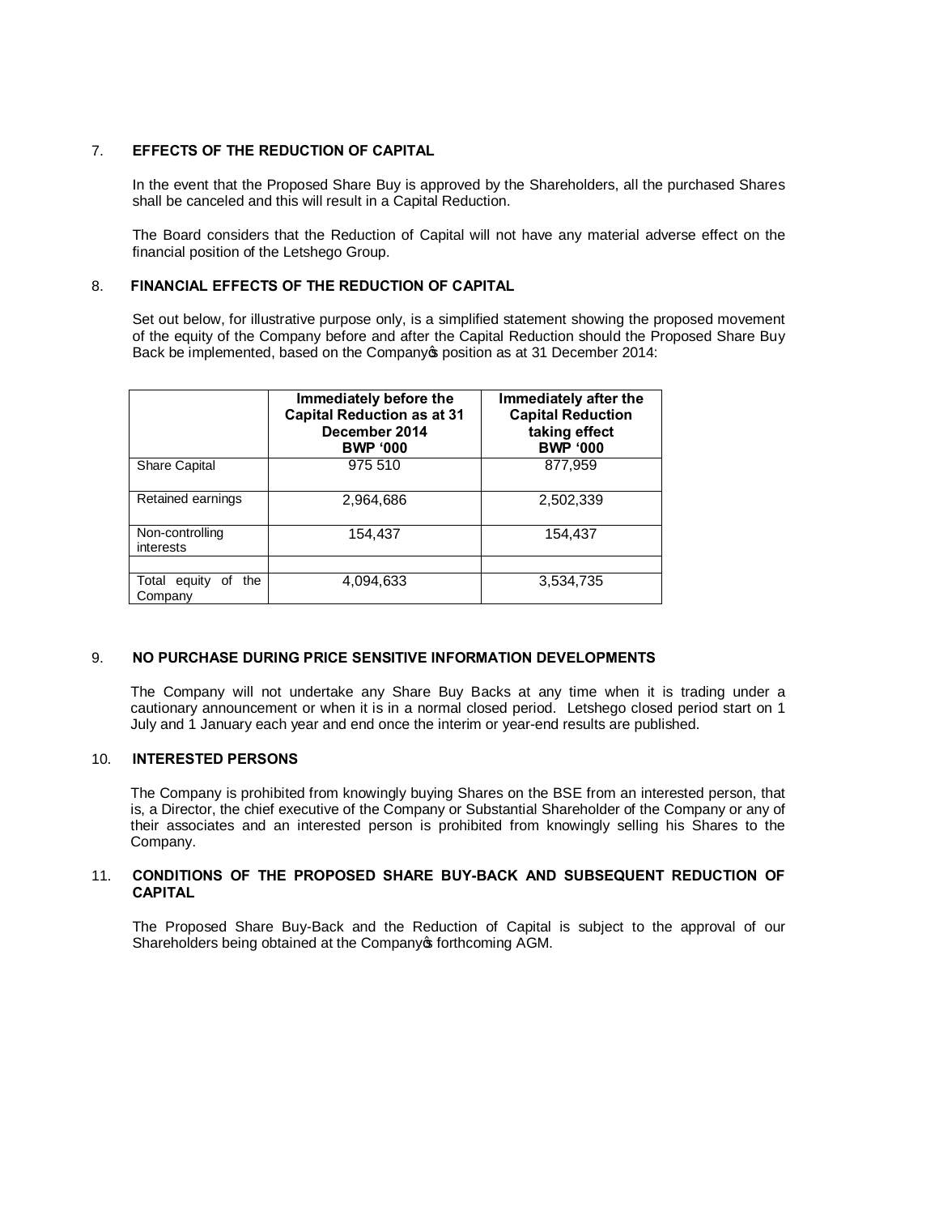7. **EFFECTS OF THE REDUCTION OF CAPITAL**

In the event that the Proposed Share Buy is approved by the Shareholders, all the purchased Shares shall be canceled and this will result in a Capital Reduction.

The Board considers that the Reduction of Capital will not have any material adverse effect on the financial position of the Letshego Group.

8. **FINANCIAL EFFECTS OF THE REDUCTION OF CAPITAL**

Set out below, for illustrative purpose only, is a simplified statement showing the proposed movement of the equity of the Company before and after the Capital Reduction should the Proposed Share Buy Back be implemented, based on the Company's position as at 31 December 2014:

| | **Immediately before the Capital Reduction as at 31 December 2014 BWP '000** | **Immediately after the Capital Reduction taking effect BWP '000** |
|---|---|---|
| Share Capital | 975 510 | 877,959 |
| Retained earnings | 2,964,686 | 2,502,339 |
| Non-controlling interests | 154,437 | 154,437 |
| | | |
| Total equity of the Company | 4,094,633 | 3,534,735 |

9. **NO PURCHASE DURING PRICE SENSITIVE INFORMATION DEVELOPMENTS**

The Company will not undertake any Share Buy Backs at any time when it is trading under a cautionary announcement or when it is in a normal closed period. Letshego closed period start on 1 July and 1 January each year and end once the interim or year-end results are published.

10. **INTERESTED PERSONS**

The Company is prohibited from knowingly buying Shares on the BSE from an interested person, that is, a Director, the chief executive of the Company or Substantial Shareholder of the Company or any of their associates and an interested person is prohibited from knowingly selling his Shares to the Company.

11. **CONDITIONS OF THE PROPOSED SHARE BUY-BACK AND SUBSEQUENT REDUCTION OF CAPITAL**

The Proposed Share Buy-Back and the Reduction of Capital is subject to the approval of our Shareholders being obtained at the Company's forthcoming AGM.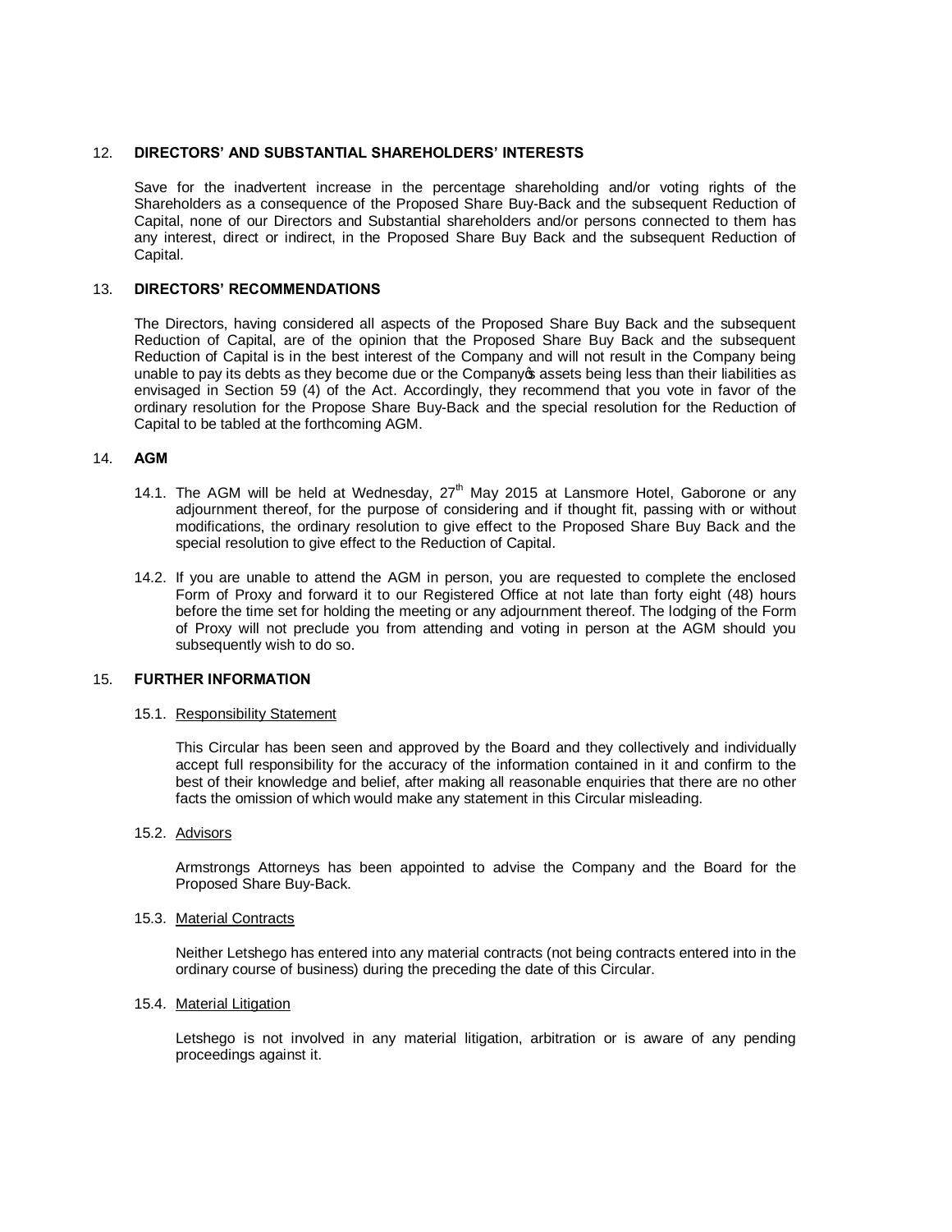## 12. DIRECTORS' AND SUBSTANTIAL SHAREHOLDERS' INTERESTS

Save for the inadvertent increase in the percentage shareholding and/or voting rights of the Shareholders as a consequence of the Proposed Share Buy-Back and the subsequent Reduction of Capital, none of our Directors and Substantial shareholders and/or persons connected to them has any interest, direct or indirect, in the Proposed Share Buy Back and the subsequent Reduction of Capital.

## 13. DIRECTORS' RECOMMENDATIONS

The Directors, having considered all aspects of the Proposed Share Buy Back and the subsequent Reduction of Capital, are of the opinion that the Proposed Share Buy Back and the subsequent Reduction of Capital is in the best interest of the Company and will not result in the Company being unable to pay its debts as they become due or the Company's assets being less than their liabilities as envisaged in Section 59 (4) of the Act. Accordingly, they recommend that you vote in favor of the ordinary resolution for the Propose Share Buy-Back and the special resolution for the Reduction of Capital to be tabled at the forthcoming AGM.

## 14. AGM

14.1. The AGM will be held at Wednesday, 27th May 2015 at Lansmore Hotel, Gaborone or any adjournment thereof, for the purpose of considering and if thought fit, passing with or without modifications, the ordinary resolution to give effect to the Proposed Share Buy Back and the special resolution to give effect to the Reduction of Capital.

14.2. If you are unable to attend the AGM in person, you are requested to complete the enclosed Form of Proxy and forward it to our Registered Office at not late than forty eight (48) hours before the time set for holding the meeting or any adjournment thereof. The lodging of the Form of Proxy will not preclude you from attending and voting in person at the AGM should you subsequently wish to do so.

## 15. FURTHER INFORMATION

15.1. Responsibility Statement

This Circular has been seen and approved by the Board and they collectively and individually accept full responsibility for the accuracy of the information contained in it and confirm to the best of their knowledge and belief, after making all reasonable enquiries that there are no other facts the omission of which would make any statement in this Circular misleading.

15.2. Advisors

Armstrongs Attorneys has been appointed to advise the Company and the Board for the Proposed Share Buy-Back.

15.3. Material Contracts

Neither Letshego has entered into any material contracts (not being contracts entered into in the ordinary course of business) during the preceding the date of this Circular.

15.4. Material Litigation

Letshego is not involved in any material litigation, arbitration or is aware of any pending proceedings against it.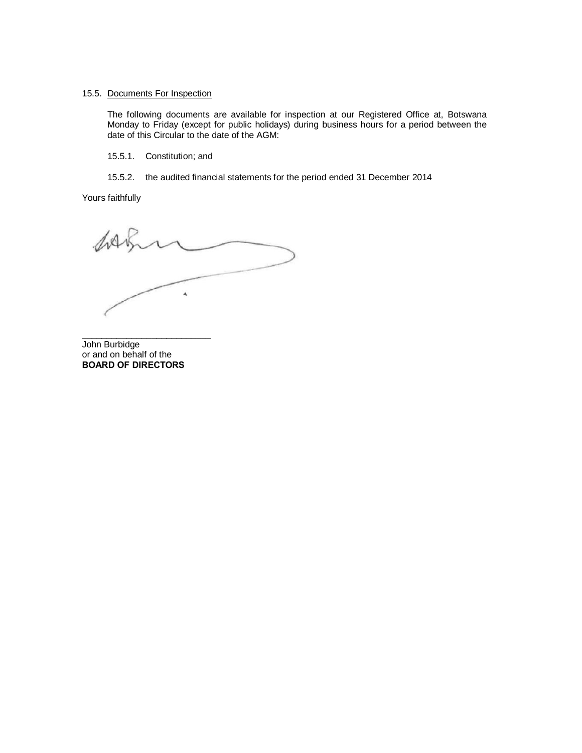15.5. Documents For Inspection

The following documents are available for inspection at our Registered Office at, Botswana Monday to Friday (except for public holidays) during business hours for a period between the date of this Circular to the date of the AGM:

15.5.1. Constitution; and

15.5.2. the audited financial statements for the period ended 31 December 2014

Yours faithfully

\_\_\_\_\_\_\_\_\_\_\_\_\_\_\_\_\_\_\_\_\_\_\_\_\_\_

John Burbidge
or and on behalf of the
**BOARD OF DIRECTORS**